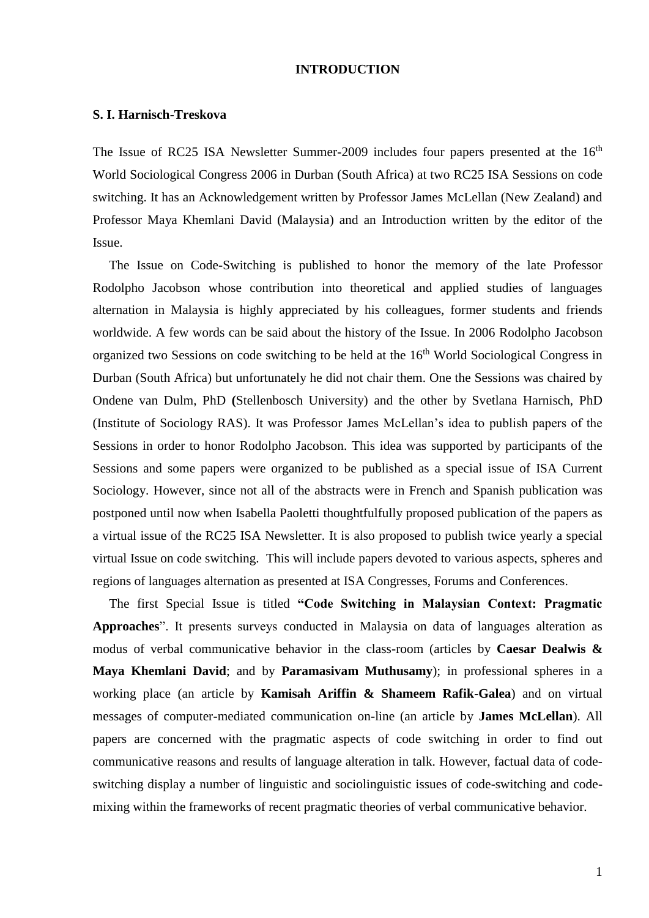# INTRODUCTION

**S. I. Harnisch-Treskova**

The Issue of RC25 ISA Newsletter Summer-2009 includes four papers presented at the 16th World Sociological Congress 2006 in Durban (South Africa) at two RC25 ISA Sessions on code switching. It has an Acknowledgement written by Professor James McLellan (New Zealand) and Professor Maya Khemlani David (Malaysia) and an Introduction written by the editor of the Issue.

The Issue on Code-Switching is published to honor the memory of the late Professor Rodolpho Jacobson whose contribution into theoretical and applied studies of languages alternation in Malaysia is highly appreciated by his colleagues, former students and friends worldwide. A few words can be said about the history of the Issue. In 2006 Rodolpho Jacobson organized two Sessions on code switching to be held at the 16th World Sociological Congress in Durban (South Africa) but unfortunately he did not chair them. One the Sessions was chaired by Ondene van Dulm, PhD **(**Stellenbosch University) and the other by Svetlana Harnisch, PhD (Institute of Sociology RAS). It was Professor James McLellan's idea to publish papers of the Sessions in order to honor Rodolpho Jacobson. This idea was supported by participants of the Sessions and some papers were organized to be published as a special issue of ISA Current Sociology. However, since not all of the abstracts were in French and Spanish publication was postponed until now when Isabella Paoletti thoughtfulfully proposed publication of the papers as a virtual issue of the RC25 ISA Newsletter. It is also proposed to publish twice yearly a special virtual Issue on code switching. This will include papers devoted to various aspects, spheres and regions of languages alternation as presented at ISA Congresses, Forums and Conferences.

The first Special Issue is titled **"Code Switching in Malaysian Context: Pragmatic Approaches**". It presents surveys conducted in Malaysia on data of languages alteration as modus of verbal communicative behavior in the class-room (articles by **Caesar Dealwis & Maya Khemlani David**; and by **Paramasivam Muthusamy**); in professional spheres in a working place (an article by **Kamisah Ariffin & Shameem Rafik-Galea**) and on virtual messages of computer-mediated communication on-line (an article by **James McLellan**). All papers are concerned with the pragmatic aspects of code switching in order to find out communicative reasons and results of language alteration in talk. However, factual data of code-switching display a number of linguistic and sociolinguistic issues of code-switching and code-mixing within the frameworks of recent pragmatic theories of verbal communicative behavior.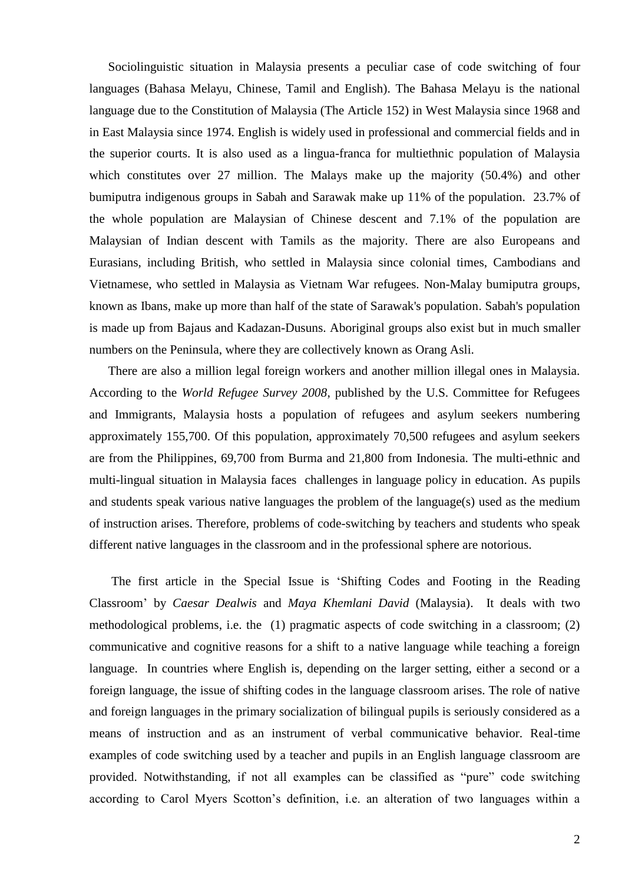Sociolinguistic situation in Malaysia presents a peculiar case of code switching of four languages (Bahasa Melayu, Chinese, Tamil and English). The Bahasa Melayu is the national language due to the Constitution of Malaysia (The Article 152) in West Malaysia since 1968 and in East Malaysia since 1974. English is widely used in professional and commercial fields and in the superior courts. It is also used as a lingua-franca for multiethnic population of Malaysia which constitutes over 27 million. The Malays make up the majority (50.4%) and other bumiputra indigenous groups in Sabah and Sarawak make up 11% of the population. 23.7% of the whole population are Malaysian of Chinese descent and 7.1% of the population are Malaysian of Indian descent with Tamils as the majority. There are also Europeans and Eurasians, including British, who settled in Malaysia since colonial times, Cambodians and Vietnamese, who settled in Malaysia as Vietnam War refugees. Non-Malay bumiputra groups, known as Ibans, make up more than half of the state of Sarawak's population. Sabah's population is made up from Bajaus and Kadazan-Dusuns. Aboriginal groups also exist but in much smaller numbers on the Peninsula, where they are collectively known as Orang Asli.

There are also a million legal foreign workers and another million illegal ones in Malaysia. According to the *World Refugee Survey 2008*, published by the U.S. Committee for Refugees and Immigrants, Malaysia hosts a population of refugees and asylum seekers numbering approximately 155,700. Of this population, approximately 70,500 refugees and asylum seekers are from the Philippines, 69,700 from Burma and 21,800 from Indonesia. The multi-ethnic and multi-lingual situation in Malaysia faces challenges in language policy in education. As pupils and students speak various native languages the problem of the language(s) used as the medium of instruction arises. Therefore, problems of code-switching by teachers and students who speak different native languages in the classroom and in the professional sphere are notorious.

The first article in the Special Issue is 'Shifting Codes and Footing in the Reading Classroom' by *Caesar Dealwis* and *Maya Khemlani David* (Malaysia). It deals with two methodological problems, i.e. the (1) pragmatic aspects of code switching in a classroom; (2) communicative and cognitive reasons for a shift to a native language while teaching a foreign language. In countries where English is, depending on the larger setting, either a second or a foreign language, the issue of shifting codes in the language classroom arises. The role of native and foreign languages in the primary socialization of bilingual pupils is seriously considered as a means of instruction and as an instrument of verbal communicative behavior. Real-time examples of code switching used by a teacher and pupils in an English language classroom are provided. Notwithstanding, if not all examples can be classified as "pure" code switching according to Carol Myers Scotton's definition, i.e. an alteration of two languages within a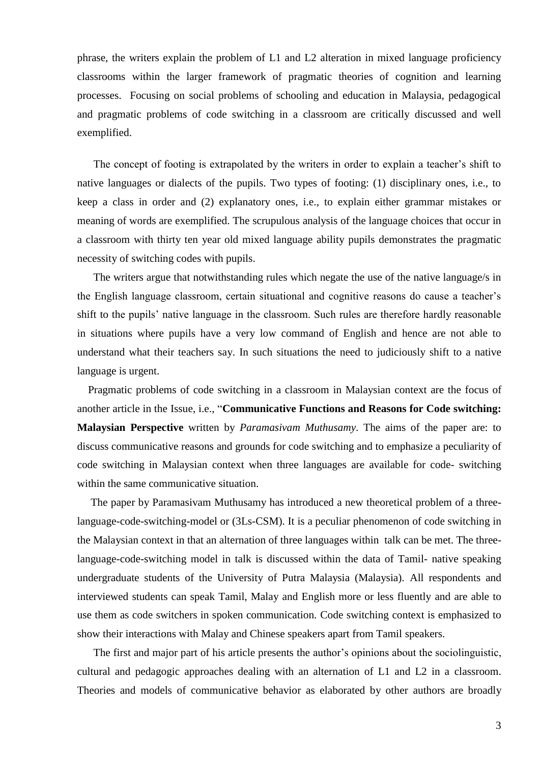phrase, the writers explain the problem of L1 and L2 alteration in mixed language proficiency classrooms within the larger framework of pragmatic theories of cognition and learning processes. Focusing on social problems of schooling and education in Malaysia, pedagogical and pragmatic problems of code switching in a classroom are critically discussed and well exemplified.

The concept of footing is extrapolated by the writers in order to explain a teacher's shift to native languages or dialects of the pupils. Two types of footing: (1) disciplinary ones, i.e., to keep a class in order and (2) explanatory ones, i.e., to explain either grammar mistakes or meaning of words are exemplified. The scrupulous analysis of the language choices that occur in a classroom with thirty ten year old mixed language ability pupils demonstrates the pragmatic necessity of switching codes with pupils.

The writers argue that notwithstanding rules which negate the use of the native language/s in the English language classroom, certain situational and cognitive reasons do cause a teacher's shift to the pupils' native language in the classroom. Such rules are therefore hardly reasonable in situations where pupils have a very low command of English and hence are not able to understand what their teachers say. In such situations the need to judiciously shift to a native language is urgent.

Pragmatic problems of code switching in a classroom in Malaysian context are the focus of another article in the Issue, i.e., "**Communicative Functions and Reasons for Code switching: Malaysian Perspective** written by *Paramasivam Muthusamy*. The aims of the paper are: to discuss communicative reasons and grounds for code switching and to emphasize a peculiarity of code switching in Malaysian context when three languages are available for code- switching within the same communicative situation.

The paper by Paramasivam Muthusamy has introduced a new theoretical problem of a three-language-code-switching-model or (3Ls-CSM). It is a peculiar phenomenon of code switching in the Malaysian context in that an alternation of three languages within talk can be met. The three-language-code-switching model in talk is discussed within the data of Tamil- native speaking undergraduate students of the University of Putra Malaysia (Malaysia). All respondents and interviewed students can speak Tamil, Malay and English more or less fluently and are able to use them as code switchers in spoken communication. Code switching context is emphasized to show their interactions with Malay and Chinese speakers apart from Tamil speakers.

The first and major part of his article presents the author's opinions about the sociolinguistic, cultural and pedagogic approaches dealing with an alternation of L1 and L2 in a classroom. Theories and models of communicative behavior as elaborated by other authors are broadly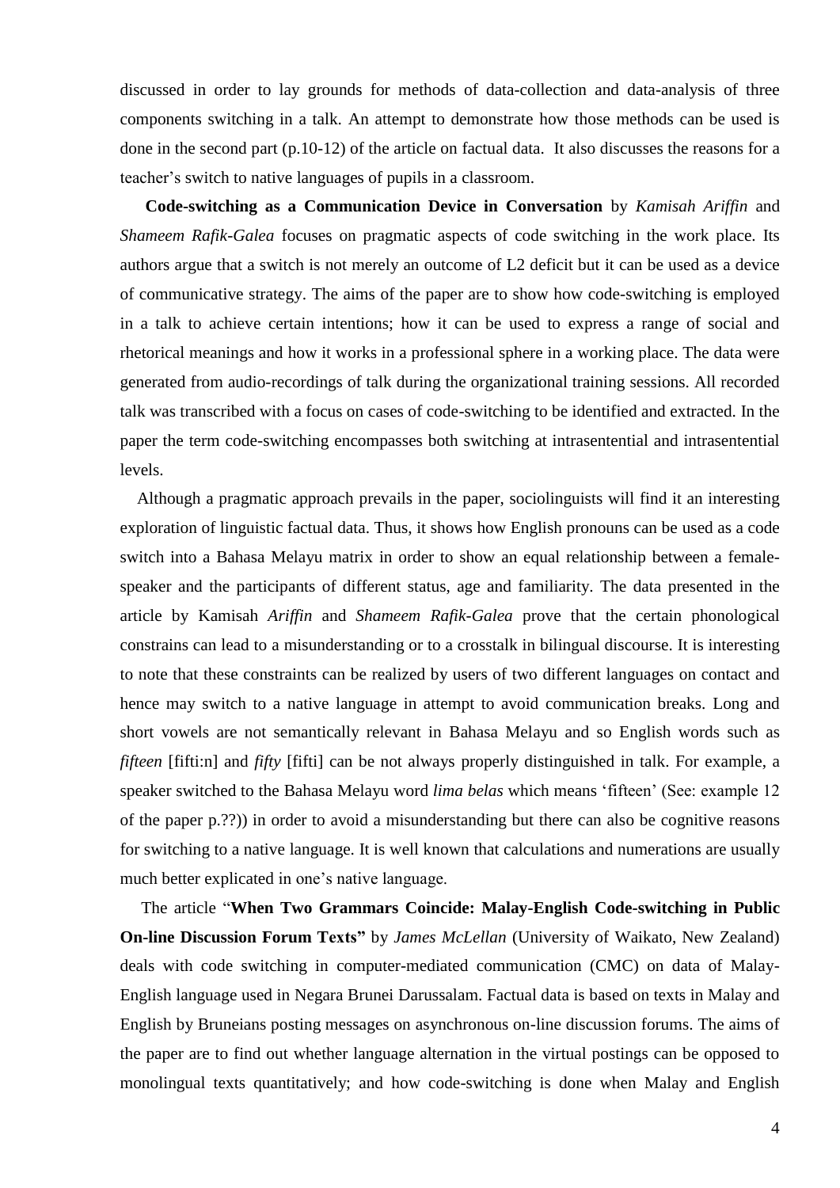discussed in order to lay grounds for methods of data-collection and data-analysis of three components switching in a talk. An attempt to demonstrate how those methods can be used is done in the second part (p.10-12) of the article on factual data. It also discusses the reasons for a teacher's switch to native languages of pupils in a classroom.

**Code-switching as a Communication Device in Conversation** by *Kamisah Ariffin* and *Shameem Rafik-Galea* focuses on pragmatic aspects of code switching in the work place. Its authors argue that a switch is not merely an outcome of L2 deficit but it can be used as a device of communicative strategy. The aims of the paper are to show how code-switching is employed in a talk to achieve certain intentions; how it can be used to express a range of social and rhetorical meanings and how it works in a professional sphere in a working place. The data were generated from audio-recordings of talk during the organizational training sessions. All recorded talk was transcribed with a focus on cases of code-switching to be identified and extracted. In the paper the term code-switching encompasses both switching at intrasentential and intrasentential levels.

Although a pragmatic approach prevails in the paper, sociolinguists will find it an interesting exploration of linguistic factual data. Thus, it shows how English pronouns can be used as a code switch into a Bahasa Melayu matrix in order to show an equal relationship between a female-speaker and the participants of different status, age and familiarity. The data presented in the article by Kamisah *Ariffin* and *Shameem Rafik-Galea* prove that the certain phonological constrains can lead to a misunderstanding or to a crosstalk in bilingual discourse. It is interesting to note that these constraints can be realized by users of two different languages on contact and hence may switch to a native language in attempt to avoid communication breaks. Long and short vowels are not semantically relevant in Bahasa Melayu and so English words such as *fifteen* [fifti:n] and *fifty* [fifti] can be not always properly distinguished in talk. For example, a speaker switched to the Bahasa Melayu word *lima belas* which means 'fifteen' (See: example 12 of the paper p.??)) in order to avoid a misunderstanding but there can also be cognitive reasons for switching to a native language. It is well known that calculations and numerations are usually much better explicated in one's native language.

The article "**When Two Grammars Coincide: Malay-English Code-switching in Public On-line Discussion Forum Texts"** by *James McLellan* (University of Waikato, New Zealand) deals with code switching in computer-mediated communication (CMC) on data of Malay-English language used in Negara Brunei Darussalam. Factual data is based on texts in Malay and English by Bruneians posting messages on asynchronous on-line discussion forums. The aims of the paper are to find out whether language alternation in the virtual postings can be opposed to monolingual texts quantitatively; and how code-switching is done when Malay and English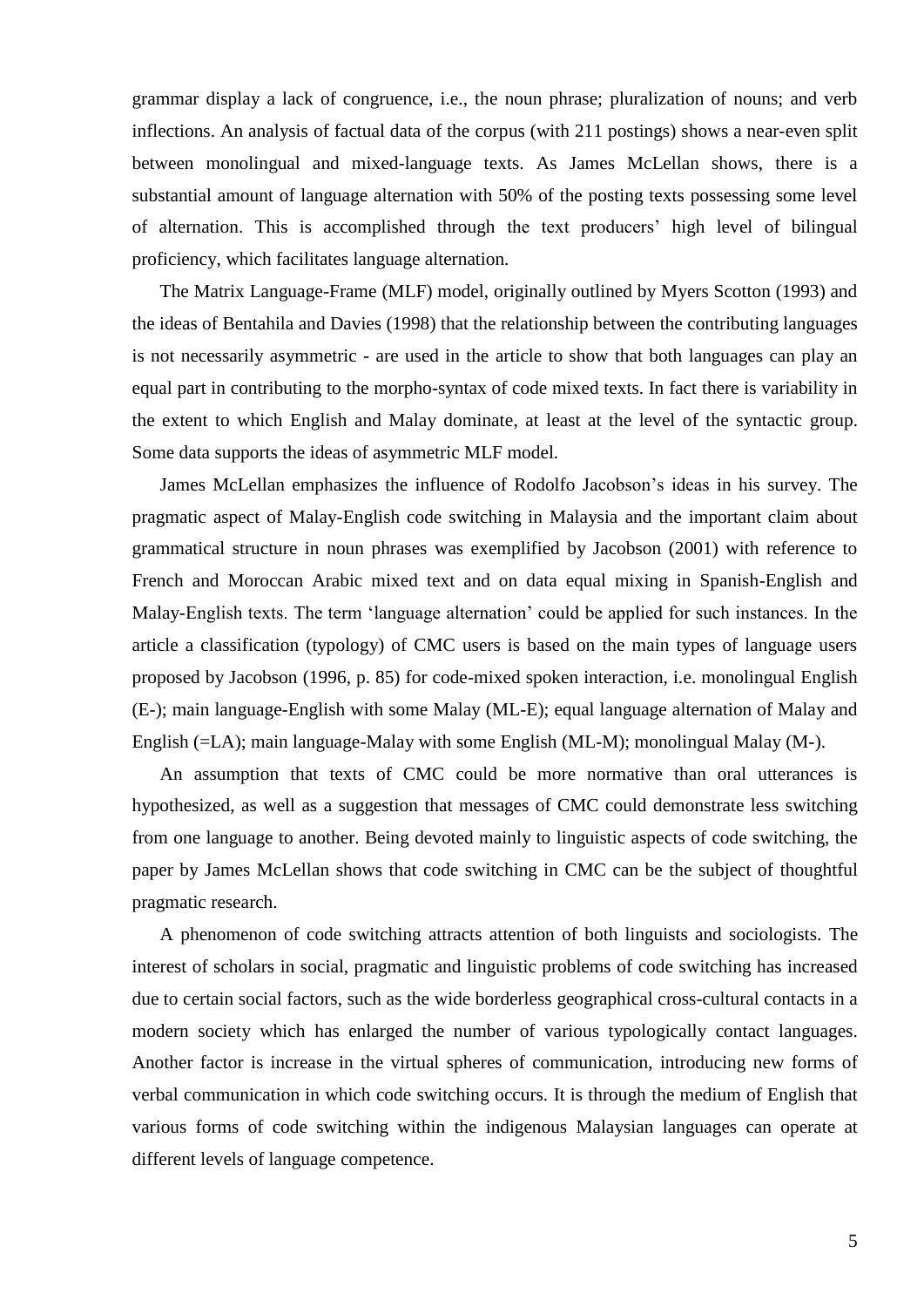grammar display a lack of congruence, i.e., the noun phrase; pluralization of nouns; and verb inflections. An analysis of factual data of the corpus (with 211 postings) shows a near-even split between monolingual and mixed-language texts. As James McLellan shows, there is a substantial amount of language alternation with 50% of the posting texts possessing some level of alternation. This is accomplished through the text producers' high level of bilingual proficiency, which facilitates language alternation.

The Matrix Language-Frame (MLF) model, originally outlined by Myers Scotton (1993) and the ideas of Bentahila and Davies (1998) that the relationship between the contributing languages is not necessarily asymmetric - are used in the article to show that both languages can play an equal part in contributing to the morpho-syntax of code mixed texts. In fact there is variability in the extent to which English and Malay dominate, at least at the level of the syntactic group. Some data supports the ideas of asymmetric MLF model.

James McLellan emphasizes the influence of Rodolfo Jacobson's ideas in his survey. The pragmatic aspect of Malay-English code switching in Malaysia and the important claim about grammatical structure in noun phrases was exemplified by Jacobson (2001) with reference to French and Moroccan Arabic mixed text and on data equal mixing in Spanish-English and Malay-English texts. The term 'language alternation' could be applied for such instances. In the article a classification (typology) of CMC users is based on the main types of language users proposed by Jacobson (1996, p. 85) for code-mixed spoken interaction, i.e. monolingual English (E-); main language-English with some Malay (ML-E); equal language alternation of Malay and English (=LA); main language-Malay with some English (ML-M); monolingual Malay (M-).

An assumption that texts of CMC could be more normative than oral utterances is hypothesized, as well as a suggestion that messages of CMC could demonstrate less switching from one language to another. Being devoted mainly to linguistic aspects of code switching, the paper by James McLellan shows that code switching in CMC can be the subject of thoughtful pragmatic research.

A phenomenon of code switching attracts attention of both linguists and sociologists. The interest of scholars in social, pragmatic and linguistic problems of code switching has increased due to certain social factors, such as the wide borderless geographical cross-cultural contacts in a modern society which has enlarged the number of various typologically contact languages. Another factor is increase in the virtual spheres of communication, introducing new forms of verbal communication in which code switching occurs. It is through the medium of English that various forms of code switching within the indigenous Malaysian languages can operate at different levels of language competence.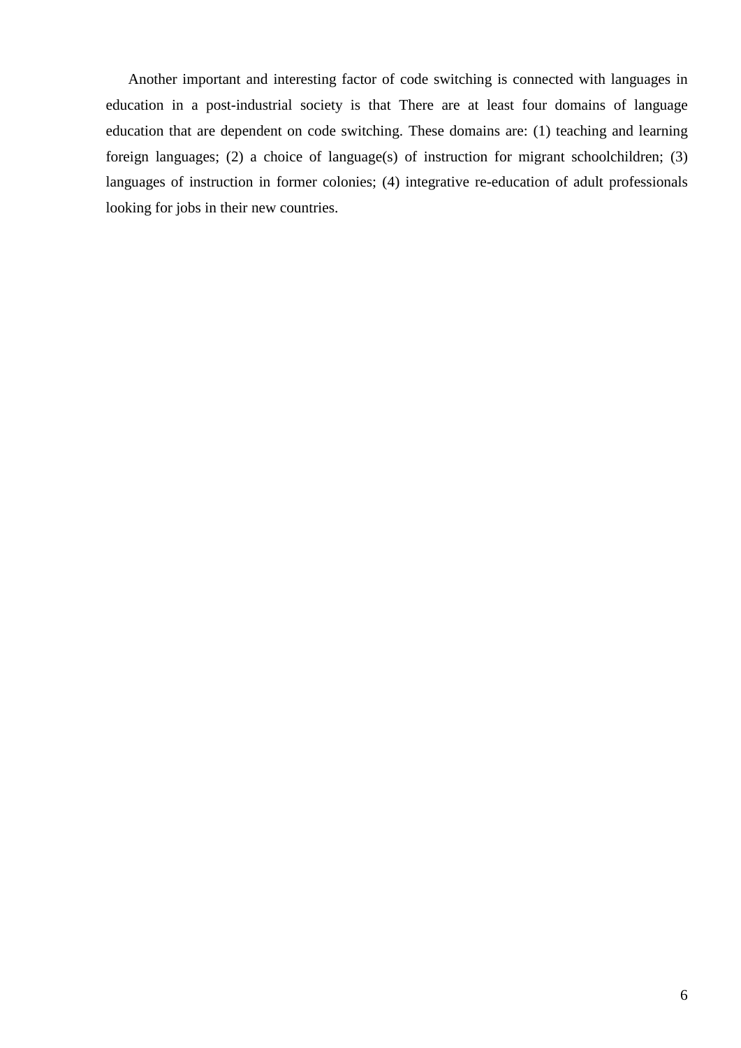Another important and interesting factor of code switching is connected with languages in education in a post-industrial society is that There are at least four domains of language education that are dependent on code switching. These domains are: (1) teaching and learning foreign languages; (2) a choice of language(s) of instruction for migrant schoolchildren; (3) languages of instruction in former colonies; (4) integrative re-education of adult professionals looking for jobs in their new countries.